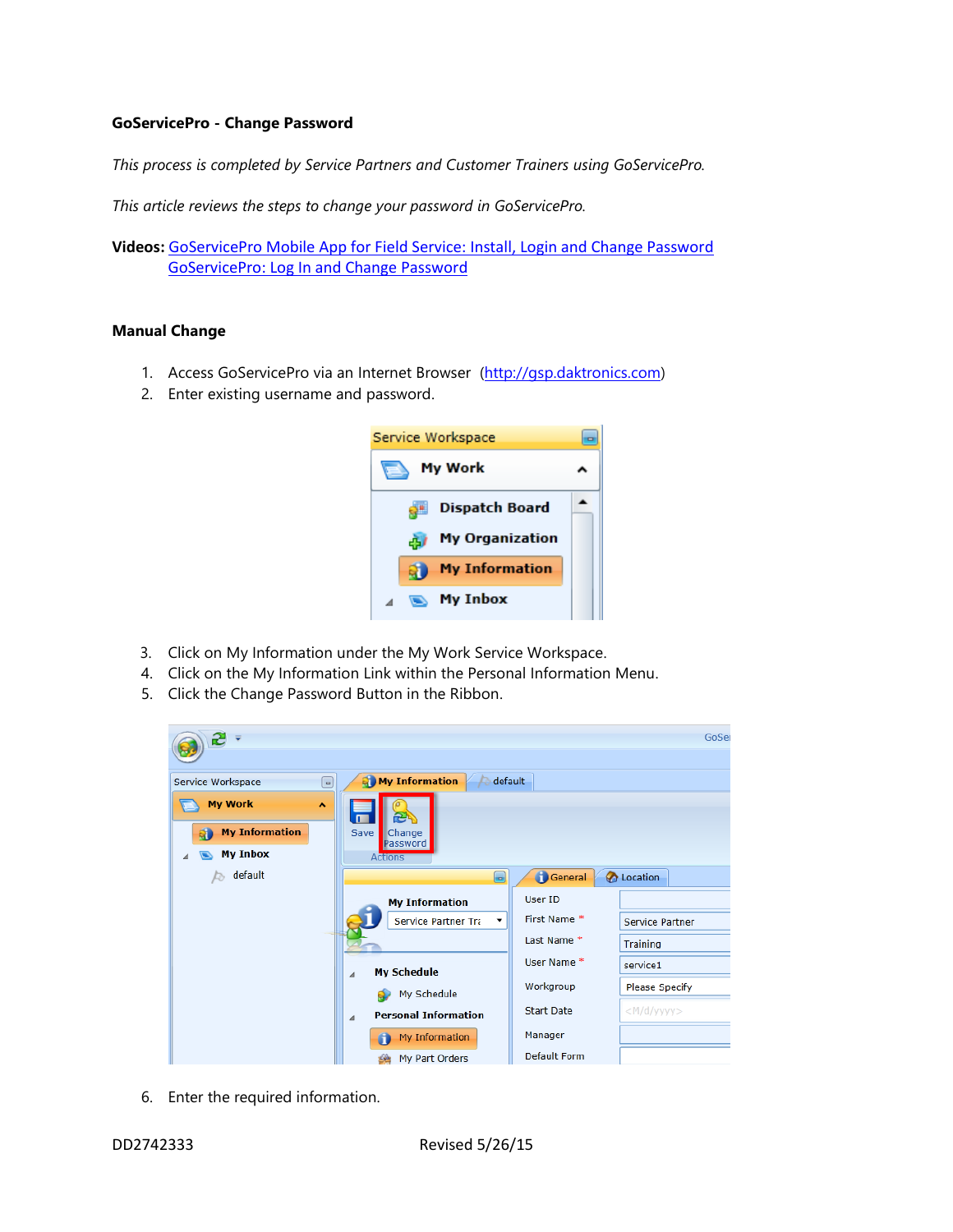**GoServicePro - Change Password**

*This process is completed by Service Partners and Customer Trainers using GoServicePro.*

*This article reviews the steps to change your password in GoServicePro.*

**Videos:** [GoServicePro Mobile App for Field Service: Install, Login and Change Password](#)
[GoServicePro: Log In and Change Password](#)

**Manual Change**

1. Access GoServicePro via an Internet Browser (http://gsp.daktronics.com)
2. Enter existing username and password.
3. Click on My Information under the My Work Service Workspace.
4. Click on the My Information Link within the Personal Information Menu.
5. Click the Change Password Button in the Ribbon.
6. Enter the required information.

DD2742333 Revised 5/26/15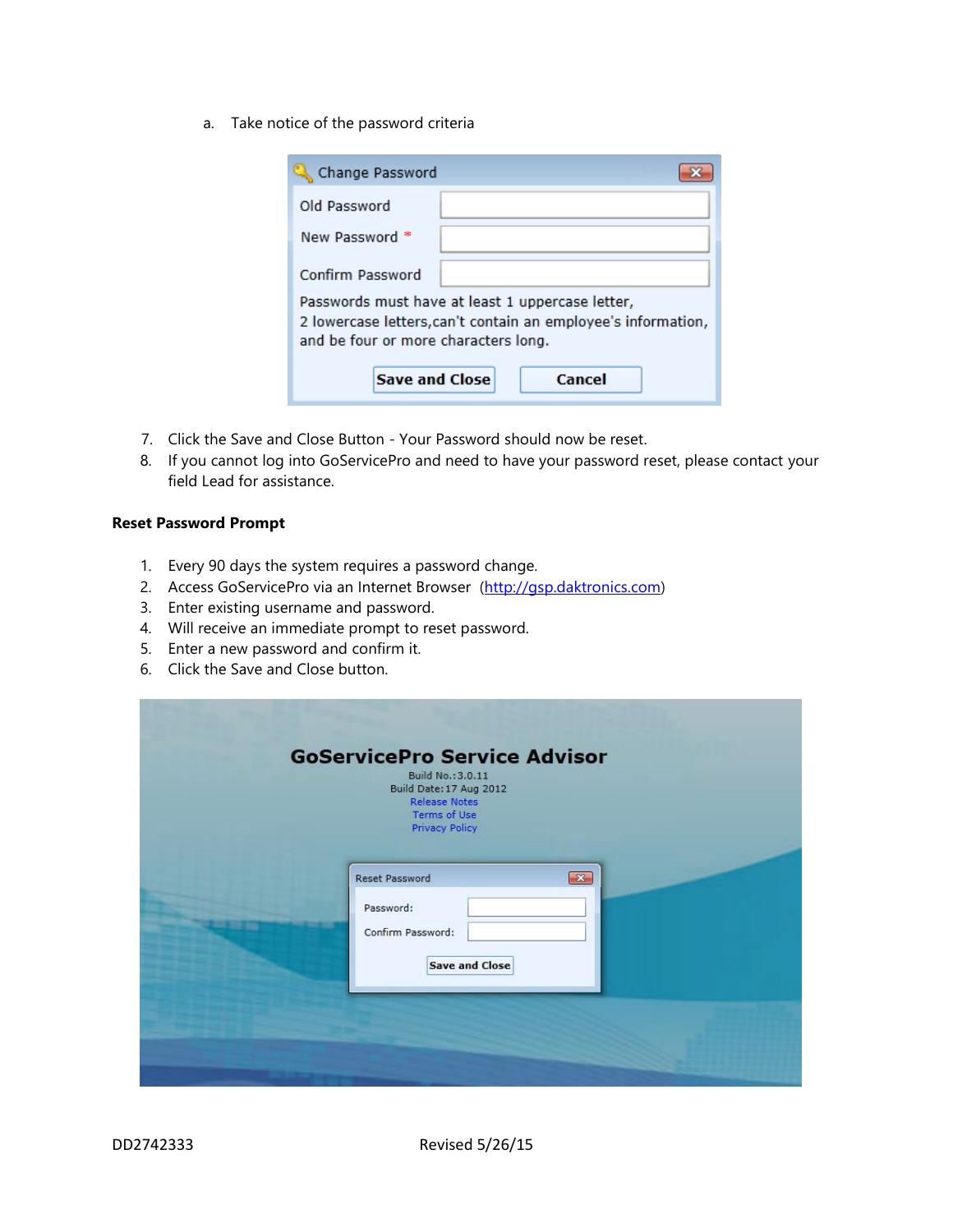a. Take notice of the password criteria

7. Click the Save and Close Button - Your Password should now be reset.
8. If you cannot log into GoServicePro and need to have your password reset, please contact your field Lead for assistance.

**Reset Password Prompt**

1. Every 90 days the system requires a password change.
2. Access GoServicePro via an Internet Browser (http://gsp.daktronics.com)
3. Enter existing username and password.
4. Will receive an immediate prompt to reset password.
5. Enter a new password and confirm it.
6. Click the Save and Close button.

DD2742333 Revised 5/26/15